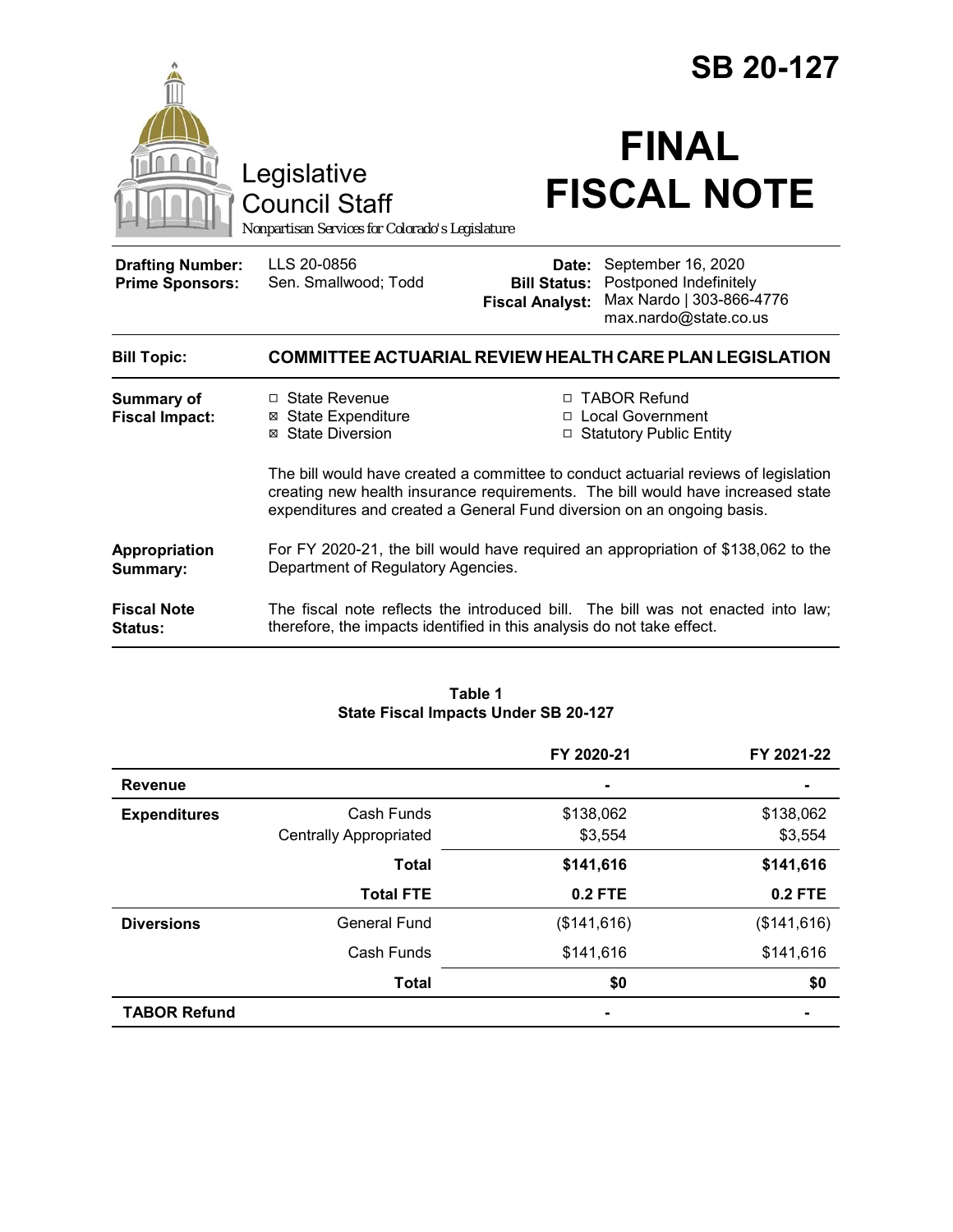# SB 20-127

Legislative Council Staff

*Nonpartisan Services for Colorado's Legislature*

# FINAL FISCAL NOTE

| | | | |
|---|---|---|---|
| **Drafting Number:** | LLS 20-0856 | **Date:** | September 16, 2020 |
| **Prime Sponsors:** | Sen. Smallwood; Todd | **Bill Status:** | Postponed Indefinitely |
| | | **Fiscal Analyst:** | Max Nardo \| 303-866-4776 max.nardo@state.co.us |

**Bill Topic:** **COMMITTEE ACTUARIAL REVIEW HEALTH CARE PLAN LEGISLATION**

**Summary of Fiscal Impact:**

- ☐ State Revenue
- ☒ State Expenditure
- ☒ State Diversion
- ☐ TABOR Refund
- ☐ Local Government
- ☐ Statutory Public Entity

The bill would have created a committee to conduct actuarial reviews of legislation creating new health insurance requirements. The bill would have increased state expenditures and created a General Fund diversion on an ongoing basis.

**Appropriation Summary:** For FY 2020-21, the bill would have required an appropriation of $138,062 to the Department of Regulatory Agencies.

**Fiscal Note Status:** The fiscal note reflects the introduced bill. The bill was not enacted into law; therefore, the impacts identified in this analysis do not take effect.

**Table 1**
**State Fiscal Impacts Under SB 20-127**

| | | FY 2020-21 | FY 2021-22 |
|---|---|---|---|
| **Revenue** | | - | - |
| **Expenditures** | Cash Funds | $138,062 | $138,062 |
| | Centrally Appropriated | $3,554 | $3,554 |
| | **Total** | **$141,616** | **$141,616** |
| | **Total FTE** | **0.2 FTE** | **0.2 FTE** |
| **Diversions** | General Fund | ($141,616) | ($141,616) |
| | Cash Funds | $141,616 | $141,616 |
| | **Total** | **$0** | **$0** |
| **TABOR Refund** | | - | - |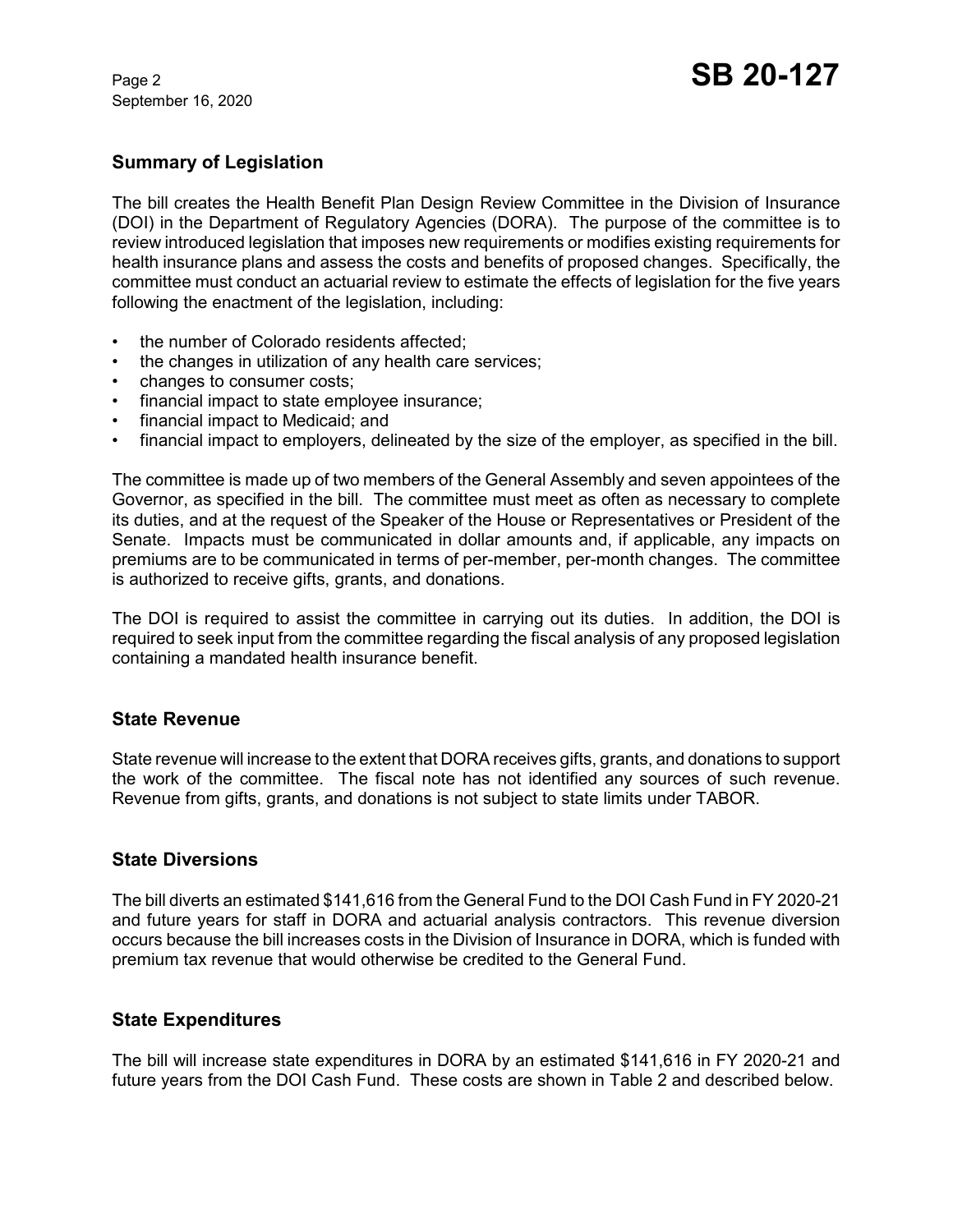## Summary of Legislation

The bill creates the Health Benefit Plan Design Review Committee in the Division of Insurance (DOI) in the Department of Regulatory Agencies (DORA). The purpose of the committee is to review introduced legislation that imposes new requirements or modifies existing requirements for health insurance plans and assess the costs and benefits of proposed changes. Specifically, the committee must conduct an actuarial review to estimate the effects of legislation for the five years following the enactment of the legislation, including:

- the number of Colorado residents affected;
- the changes in utilization of any health care services;
- changes to consumer costs;
- financial impact to state employee insurance;
- financial impact to Medicaid; and
- financial impact to employers, delineated by the size of the employer, as specified in the bill.

The committee is made up of two members of the General Assembly and seven appointees of the Governor, as specified in the bill. The committee must meet as often as necessary to complete its duties, and at the request of the Speaker of the House or Representatives or President of the Senate. Impacts must be communicated in dollar amounts and, if applicable, any impacts on premiums are to be communicated in terms of per-member, per-month changes. The committee is authorized to receive gifts, grants, and donations.

The DOI is required to assist the committee in carrying out its duties. In addition, the DOI is required to seek input from the committee regarding the fiscal analysis of any proposed legislation containing a mandated health insurance benefit.

## State Revenue

State revenue will increase to the extent that DORA receives gifts, grants, and donations to support the work of the committee. The fiscal note has not identified any sources of such revenue. Revenue from gifts, grants, and donations is not subject to state limits under TABOR.

## State Diversions

The bill diverts an estimated $141,616 from the General Fund to the DOI Cash Fund in FY 2020-21 and future years for staff in DORA and actuarial analysis contractors. This revenue diversion occurs because the bill increases costs in the Division of Insurance in DORA, which is funded with premium tax revenue that would otherwise be credited to the General Fund.

## State Expenditures

The bill will increase state expenditures in DORA by an estimated $141,616 in FY 2020-21 and future years from the DOI Cash Fund. These costs are shown in Table 2 and described below.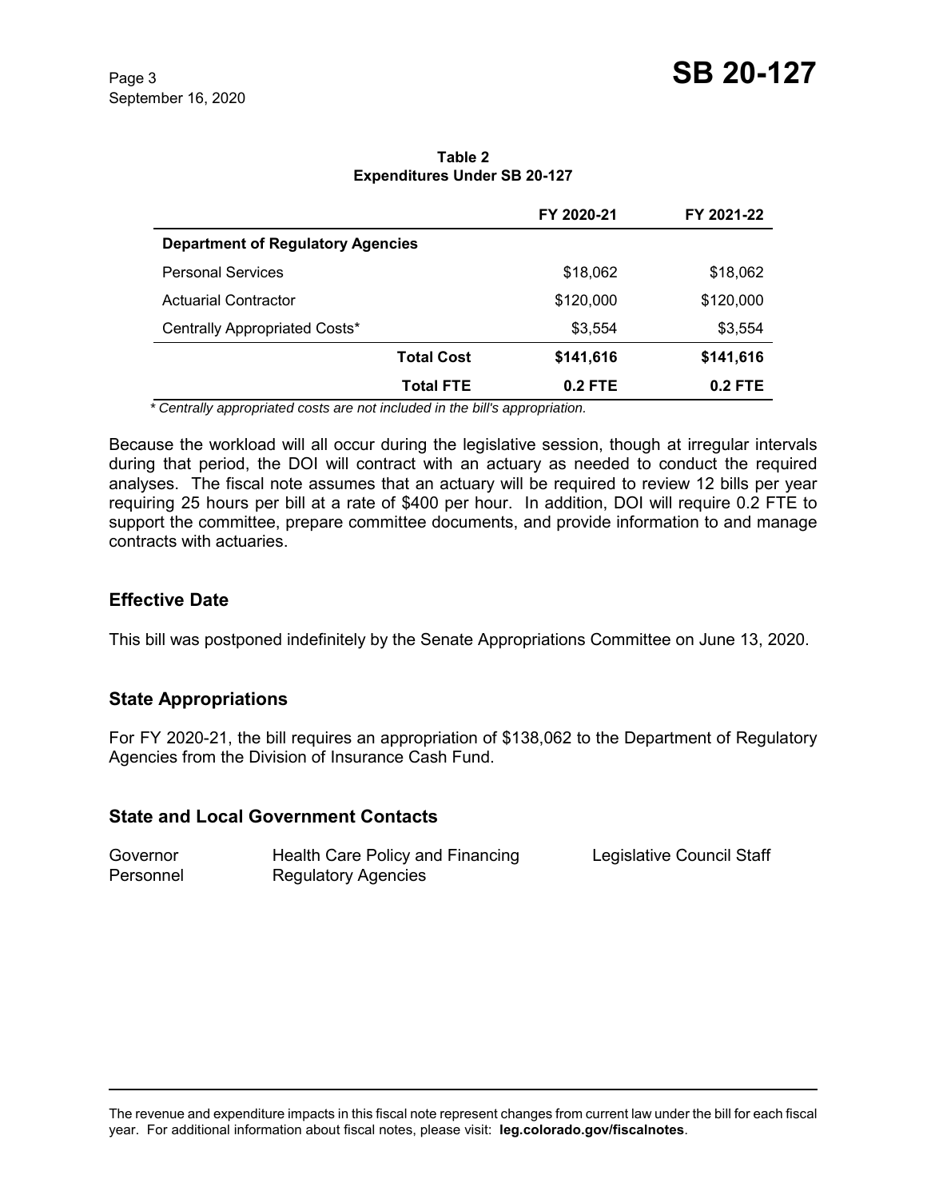**Table 2**
**Expenditures Under SB 20-127**

| | FY 2020-21 | FY 2021-22 |
|---|---|---|
| **Department of Regulatory Agencies** | | |
| Personal Services | $18,062 | $18,062 |
| Actuarial Contractor | $120,000 | $120,000 |
| Centrally Appropriated Costs* | $3,554 | $3,554 |
| **Total Cost** | **$141,616** | **$141,616** |
| **Total FTE** | **0.2 FTE** | **0.2 FTE** |

*\* Centrally appropriated costs are not included in the bill's appropriation.*

Because the workload will all occur during the legislative session, though at irregular intervals during that period, the DOI will contract with an actuary as needed to conduct the required analyses. The fiscal note assumes that an actuary will be required to review 12 bills per year requiring 25 hours per bill at a rate of $400 per hour. In addition, DOI will require 0.2 FTE to support the committee, prepare committee documents, and provide information to and manage contracts with actuaries.

## Effective Date

This bill was postponed indefinitely by the Senate Appropriations Committee on June 13, 2020.

## State Appropriations

For FY 2020-21, the bill requires an appropriation of $138,062 to the Department of Regulatory Agencies from the Division of Insurance Cash Fund.

## State and Local Government Contacts

| | | |
|---|---|---|
| Governor | Health Care Policy and Financing | Legislative Council Staff |
| Personnel | Regulatory Agencies | |

The revenue and expenditure impacts in this fiscal note represent changes from current law under the bill for each fiscal year. For additional information about fiscal notes, please visit: **leg.colorado.gov/fiscalnotes**.